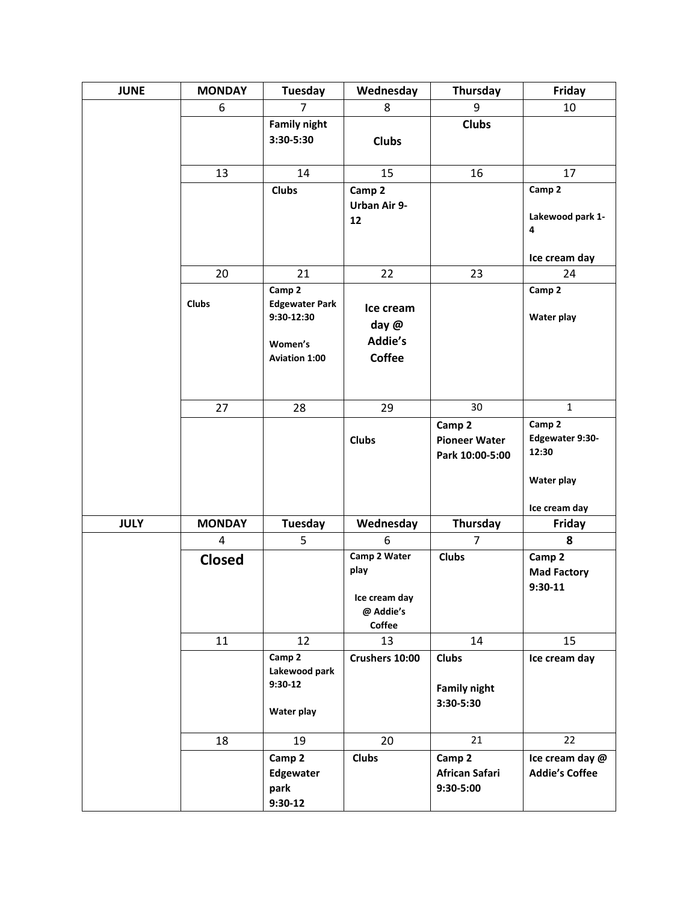| JUNE | MONDAY | Tuesday | Wednesday | Thursday | Friday |
|---|---|---|---|---|---|
| | 6 | 7 | 8 | 9 | 10 |
| | | **Family night 3:30-5:30** | **Clubs** | **Clubs** | |
| | 13 | 14 | 15 | 16 | 17 |
| | | **Clubs** | **Camp 2 Urban Air 9-12** | | **Camp 2**<br><br>**Lakewood park 1-4**<br><br>**Ice cream day** |
| | 20 | 21 | 22 | 23 | 24 |
| | **Clubs** | **Camp 2 Edgewater Park 9:30-12:30**<br><br>**Women's Aviation 1:00** | **Ice cream day @ Addie's Coffee** | | **Camp 2**<br><br>**Water play** |
| | 27 | 28 | 29 | 30 | 1 |
| | | | **Clubs** | **Camp 2 Pioneer Water Park 10:00-5:00** | **Camp 2 Edgewater 9:30-12:30**<br><br>**Water play**<br><br>**Ice cream day** |
| **JULY** | **MONDAY** | **Tuesday** | **Wednesday** | **Thursday** | **Friday** |
| | 4 | 5 | 6 | 7 | **8** |
| | **Closed** | | **Camp 2 Water play**<br><br>**Ice cream day @ Addie's Coffee** | **Clubs** | **Camp 2 Mad Factory 9:30-11** |
| | 11 | 12 | 13 | 14 | 15 |
| | | **Camp 2 Lakewood park 9:30-12**<br><br>**Water play** | **Crushers 10:00** | **Clubs**<br><br>**Family night 3:30-5:30** | **Ice cream day** |
| | 18 | 19 | 20 | 21 | 22 |
| | | **Camp 2 Edgewater park 9:30-12** | **Clubs** | **Camp 2 African Safari 9:30-5:00** | **Ice cream day @ Addie's Coffee** |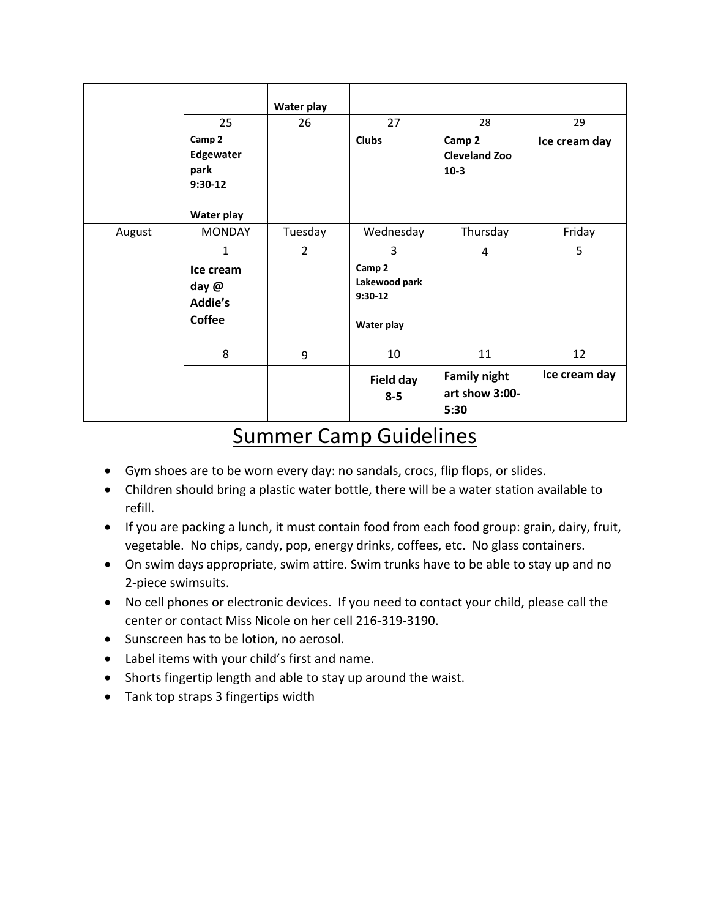| | | | | | |
|---|---|---|---|---|---|
| | | Water play | | | |
| | 25 | 26 | 27 | 28 | 29 |
| | **Camp 2 Edgewater park 9:30-12**<br><br>**Water play** | | **Clubs** | **Camp 2 Cleveland Zoo 10-3** | **Ice cream day** |
| August | MONDAY | Tuesday | Wednesday | Thursday | Friday |
| | 1 | 2 | 3 | 4 | 5 |
| | **Ice cream day @ Addie's Coffee** | | **Camp 2 Lakewood park 9:30-12**<br><br>**Water play** | | |
| | 8 | 9 | 10 | 11 | 12 |
| | | | **Field day 8-5** | **Family night art show 3:00-5:30** | **Ice cream day** |

# Summer Camp Guidelines

- Gym shoes are to be worn every day: no sandals, crocs, flip flops, or slides.
- Children should bring a plastic water bottle, there will be a water station available to refill.
- If you are packing a lunch, it must contain food from each food group: grain, dairy, fruit, vegetable. No chips, candy, pop, energy drinks, coffees, etc. No glass containers.
- On swim days appropriate, swim attire. Swim trunks have to be able to stay up and no 2-piece swimsuits.
- No cell phones or electronic devices. If you need to contact your child, please call the center or contact Miss Nicole on her cell 216-319-3190.
- Sunscreen has to be lotion, no aerosol.
- Label items with your child's first and name.
- Shorts fingertip length and able to stay up around the waist.
- Tank top straps 3 fingertips width